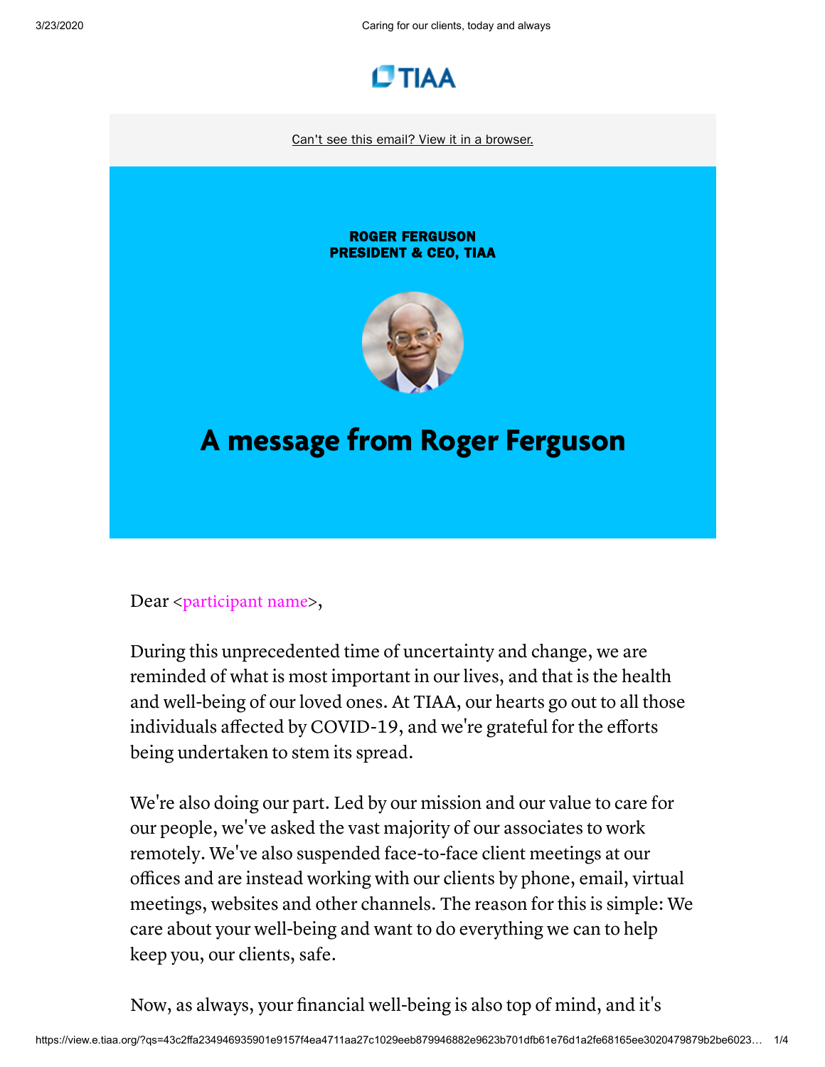TIAA

Can't see this email? View it in a browser.

**ROGER FERGUSON**
**PRESIDENT & CEO, TIAA**

# A message from Roger Ferguson

Dear <participant name>,

During this unprecedented time of uncertainty and change, we are reminded of what is most important in our lives, and that is the health and well-being of our loved ones. At TIAA, our hearts go out to all those individuals affected by COVID-19, and we're grateful for the efforts being undertaken to stem its spread.

We're also doing our part. Led by our mission and our value to care for our people, we've asked the vast majority of our associates to work remotely. We've also suspended face-to-face client meetings at our offices and are instead working with our clients by phone, email, virtual meetings, websites and other channels. The reason for this is simple: We care about your well-being and want to do everything we can to help keep you, our clients, safe.

Now, as always, your financial well-being is also top of mind, and it's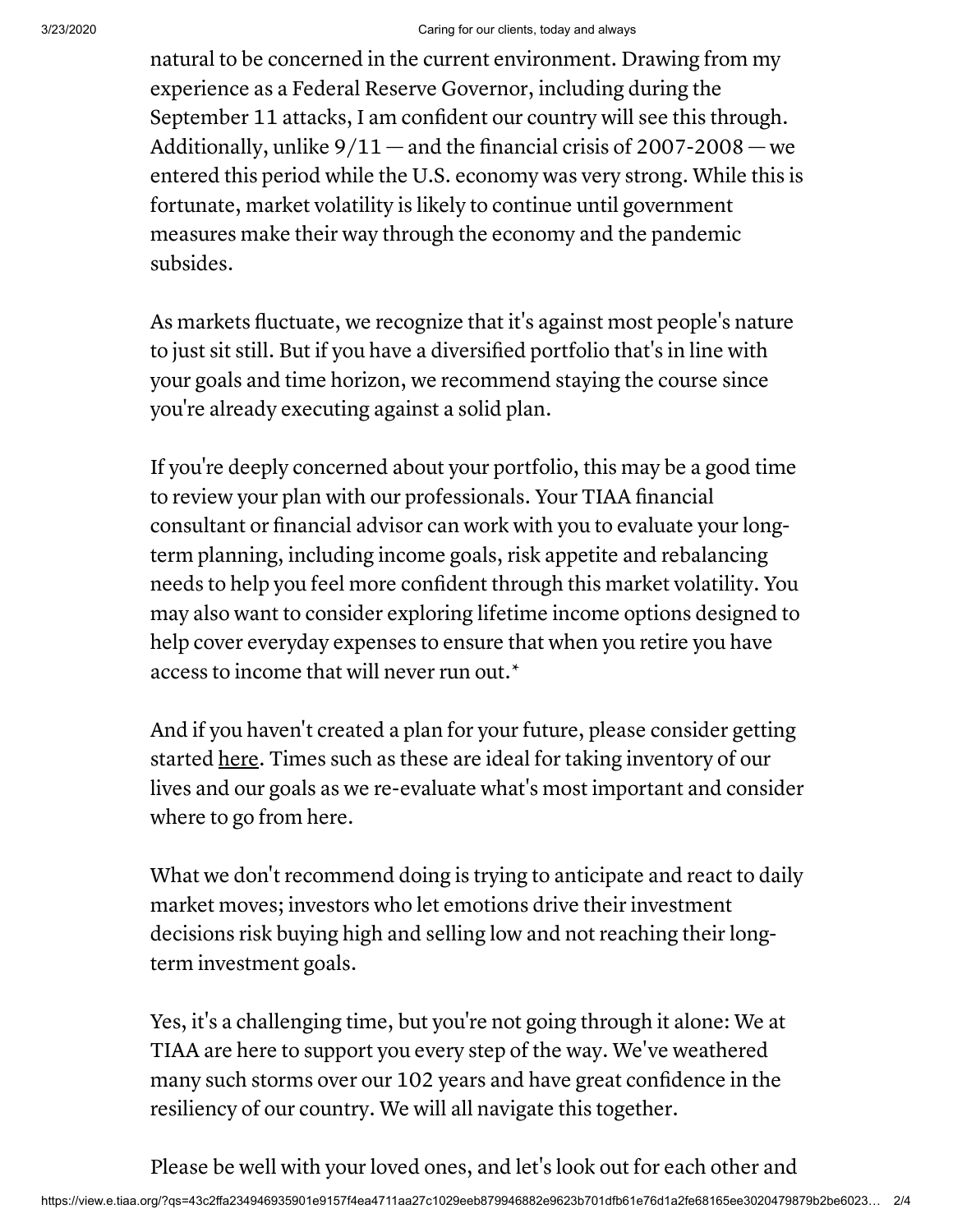natural to be concerned in the current environment. Drawing from my experience as a Federal Reserve Governor, including during the September 11 attacks, I am confident our country will see this through. Additionally, unlike 9/11 — and the financial crisis of 2007-2008 — we entered this period while the U.S. economy was very strong. While this is fortunate, market volatility is likely to continue until government measures make their way through the economy and the pandemic subsides.

As markets fluctuate, we recognize that it's against most people's nature to just sit still. But if you have a diversified portfolio that's in line with your goals and time horizon, we recommend staying the course since you're already executing against a solid plan.

If you're deeply concerned about your portfolio, this may be a good time to review your plan with our professionals. Your TIAA financial consultant or financial advisor can work with you to evaluate your long-term planning, including income goals, risk appetite and rebalancing needs to help you feel more confident through this market volatility. You may also want to consider exploring lifetime income options designed to help cover everyday expenses to ensure that when you retire you have access to income that will never run out.*

And if you haven't created a plan for your future, please consider getting started here. Times such as these are ideal for taking inventory of our lives and our goals as we re-evaluate what's most important and consider where to go from here.

What we don't recommend doing is trying to anticipate and react to daily market moves; investors who let emotions drive their investment decisions risk buying high and selling low and not reaching their long-term investment goals.

Yes, it's a challenging time, but you're not going through it alone: We at TIAA are here to support you every step of the way. We've weathered many such storms over our 102 years and have great confidence in the resiliency of our country. We will all navigate this together.

Please be well with your loved ones, and let's look out for each other and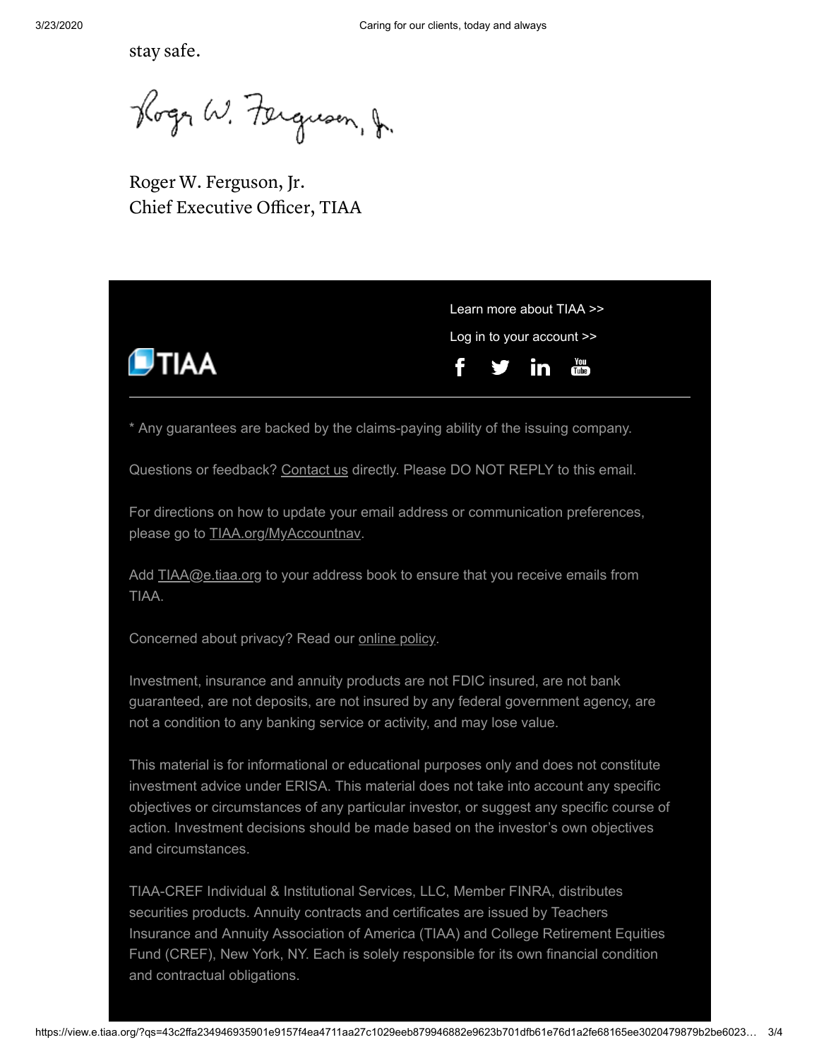stay safe.

Roger W. Ferguson, Jr.
Chief Executive Officer, TIAA

Learn more about TIAA >>

Log in to your account >>

* Any guarantees are backed by the claims-paying ability of the issuing company.

Questions or feedback? Contact us directly. Please DO NOT REPLY to this email.

For directions on how to update your email address or communication preferences, please go to TIAA.org/MyAccountnav.

Add TIAA@e.tiaa.org to your address book to ensure that you receive emails from TIAA.

Concerned about privacy? Read our online policy.

Investment, insurance and annuity products are not FDIC insured, are not bank guaranteed, are not deposits, are not insured by any federal government agency, are not a condition to any banking service or activity, and may lose value.

This material is for informational or educational purposes only and does not constitute investment advice under ERISA. This material does not take into account any specific objectives or circumstances of any particular investor, or suggest any specific course of action. Investment decisions should be made based on the investor's own objectives and circumstances.

TIAA-CREF Individual & Institutional Services, LLC, Member FINRA, distributes securities products. Annuity contracts and certificates are issued by Teachers Insurance and Annuity Association of America (TIAA) and College Retirement Equities Fund (CREF), New York, NY. Each is solely responsible for its own financial condition and contractual obligations.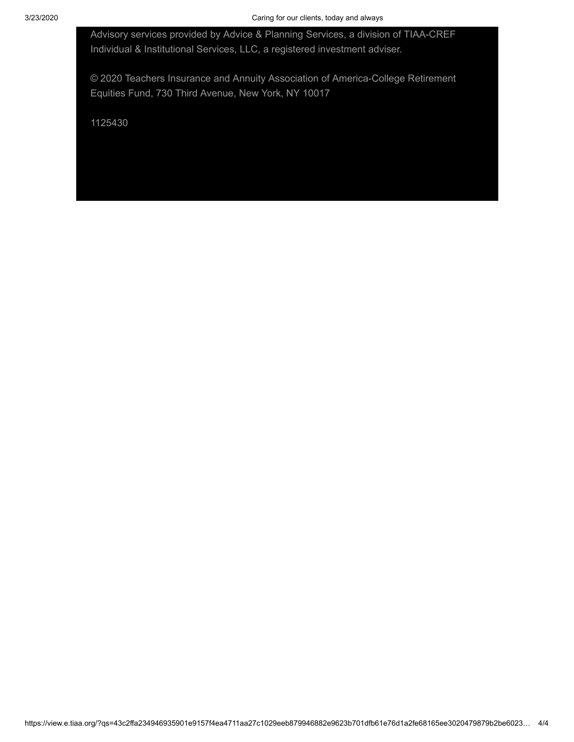Advisory services provided by Advice & Planning Services, a division of TIAA-CREF Individual & Institutional Services, LLC, a registered investment adviser.

© 2020 Teachers Insurance and Annuity Association of America-College Retirement Equities Fund, 730 Third Avenue, New York, NY 10017

1125430